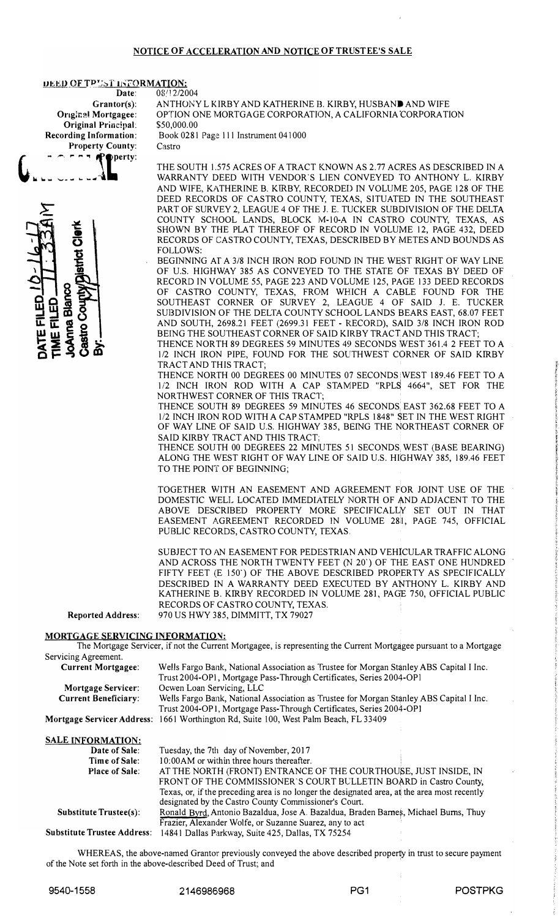## NOTICE OF ACCELERATION AND NOTICE OF TRUSTEE'S SALE

**DEED OF TRUST INFORMATION:**

| | |
|---|---|
| Date: | 08/12/2004 |
| Grantor(s): | ANTHONY L KIRBY AND KATHERINE B. KIRBY, HUSBAND AND WIFE |
| Original Mortgagee: | OPTION ONE MORTGAGE CORPORATION, A CALIFORNIA CORPORATION |
| Original Principal: | $50,000.00 |
| Recording Information: | Book 0281 Page 111 Instrument 041000 |
| Property County: | Castro |
| Property: | |

DATE FILED 10-16-17
TIME FILED 11:33AM
JoAnna Blanco
Castro County/District Clerk
By:

THE SOUTH 1.575 ACRES OF A TRACT KNOWN AS 2.77 ACRES AS DESCRIBED IN A WARRANTY DEED WITH VENDOR'S LIEN CONVEYED TO ANTHONY L. KIRBY AND WIFE, KATHERINE B. KIRBY, RECORDED IN VOLUME 205, PAGE 128 OF THE DEED RECORDS OF CASTRO COUNTY, TEXAS, SITUATED IN THE SOUTHEAST PART OF SURVEY 2, LEAGUE 4 OF THE J. E. TUCKER SUBDIVISION OF THE DELTA COUNTY SCHOOL LANDS, BLOCK M-10-A IN CASTRO COUNTY, TEXAS, AS SHOWN BY THE PLAT THEREOF OF RECORD IN VOLUME 12, PAGE 432, DEED RECORDS OF CASTRO COUNTY, TEXAS, DESCRIBED BY METES AND BOUNDS AS FOLLOWS:

BEGINNING AT A 3/8 INCH IRON ROD FOUND IN THE WEST RIGHT OF WAY LINE OF U.S. HIGHWAY 385 AS CONVEYED TO THE STATE OF TEXAS BY DEED OF RECORD IN VOLUME 55, PAGE 223 AND VOLUME 125, PAGE 133 DEED RECORDS OF CASTRO COUNTY, TEXAS, FROM WHICH A CABLE FOUND FOR THE SOUTHEAST CORNER OF SURVEY 2, LEAGUE 4 OF SAID J. E. TUCKER SUBDIVISION OF THE DELTA COUNTY SCHOOL LANDS BEARS EAST, 68.07 FEET AND SOUTH, 2698.21 FEET (2699.31 FEET - RECORD), SAID 3/8 INCH IRON ROD BEING THE SOUTHEAST CORNER OF SAID KIRBY TRACT AND THIS TRACT;

THENCE NORTH 89 DEGREES 59 MINUTES 49 SECONDS WEST 361.4 2 FEET TO A 1/2 INCH IRON PIPE, FOUND FOR THE SOUTHWEST CORNER OF SAID KIRBY TRACT AND THIS TRACT;

THENCE NORTH 00 DEGREES 00 MINUTES 07 SECONDS WEST 189.46 FEET TO A 1/2 INCH IRON ROD WITH A CAP STAMPED "RPLS 4664", SET FOR THE NORTHWEST CORNER OF THIS TRACT;

THENCE SOUTH 89 DEGREES 59 MINUTES 46 SECONDS EAST 362.68 FEET TO A 1/2 INCH IRON ROD WITH A CAP STAMPED "RPLS 1848" SET IN THE WEST RIGHT OF WAY LINE OF SAID U.S. HIGHWAY 385, BEING THE NORTHEAST CORNER OF SAID KIRBY TRACT AND THIS TRACT;

THENCE SOUTH 00 DEGREES 22 MINUTES 51 SECONDS WEST (BASE BEARING) ALONG THE WEST RIGHT OF WAY LINE OF SAID U.S. HIGHWAY 385, 189.46 FEET TO THE POINT OF BEGINNING;

TOGETHER WITH AN EASEMENT AND AGREEMENT FOR JOINT USE OF THE DOMESTIC WELL LOCATED IMMEDIATELY NORTH OF AND ADJACENT TO THE ABOVE DESCRIBED PROPERTY MORE SPECIFICALLY SET OUT IN THAT EASEMENT AGREEMENT RECORDED IN VOLUME 281, PAGE 745, OFFICIAL PUBLIC RECORDS, CASTRO COUNTY, TEXAS.

SUBJECT TO AN EASEMENT FOR PEDESTRIAN AND VEHICULAR TRAFFIC ALONG AND ACROSS THE NORTH TWENTY FEET (N 20') OF THE EAST ONE HUNDRED FIFTY FEET (E 150') OF THE ABOVE DESCRIBED PROPERTY AS SPECIFICALLY DESCRIBED IN A WARRANTY DEED EXECUTED BY ANTHONY L. KIRBY AND KATHERINE B. KIRBY RECORDED IN VOLUME 281, PAGE 750, OFFICIAL PUBLIC RECORDS OF CASTRO COUNTY, TEXAS.

| | |
|---|---|
| Reported Address: | 970 US HWY 385, DIMMITT, TX 79027 |

**MORTGAGE SERVICING INFORMATION:**

The Mortgage Servicer, if not the Current Mortgagee, is representing the Current Mortgagee pursuant to a Mortgage Servicing Agreement.

| | |
|---|---|
| Current Mortgagee: | Wells Fargo Bank, National Association as Trustee for Morgan Stanley ABS Capital I Inc. Trust 2004-OP1, Mortgage Pass-Through Certificates, Series 2004-OP1 |
| Mortgage Servicer: | Ocwen Loan Servicing, LLC |
| Current Beneficiary: | Wells Fargo Bank, National Association as Trustee for Morgan Stanley ABS Capital I Inc. Trust 2004-OP1, Mortgage Pass-Through Certificates, Series 2004-OP1 |
| Mortgage Servicer Address: | 1661 Worthington Rd, Suite 100, West Palm Beach, FL 33409 |

**SALE INFORMATION:**

| | |
|---|---|
| Date of Sale: | Tuesday, the 7th day of November, 2017 |
| Time of Sale: | 10:00AM or within three hours thereafter. |
| Place of Sale: | AT THE NORTH (FRONT) ENTRANCE OF THE COURTHOUSE, JUST INSIDE, IN FRONT OF THE COMMISSIONER'S COURT BULLETIN BOARD in Castro County, Texas, or, if the preceding area is no longer the designated area, at the area most recently designated by the Castro County Commissioner's Court. |
| Substitute Trustee(s): | Ronald Byrd, Antonio Bazaldua, Jose A. Bazaldua, Braden Barnes, Michael Burns, Thuy Frazier, Alexander Wolfe, or Suzanne Suarez, any to act |
| Substitute Trustee Address: | 14841 Dallas Parkway, Suite 425, Dallas, TX 75254 |

WHEREAS, the above-named Grantor previously conveyed the above described property in trust to secure payment of the Note set forth in the above-described Deed of Trust; and

9540-1558 2146986968 PG1 POSTPKG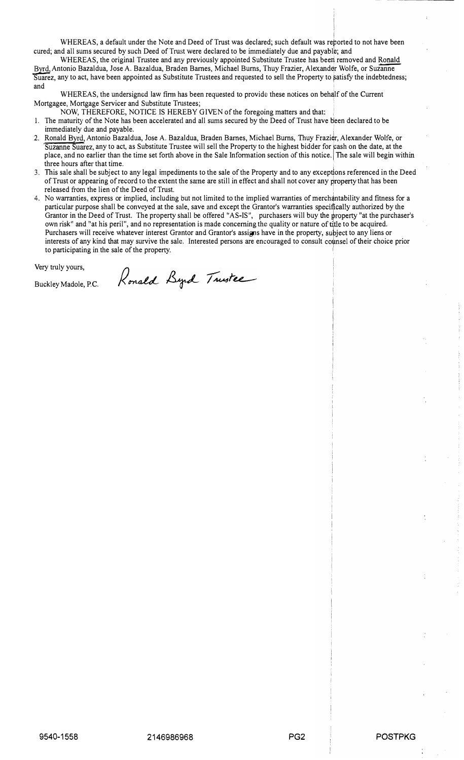WHEREAS, a default under the Note and Deed of Trust was declared; such default was reported to not have been cured; and all sums secured by such Deed of Trust were declared to be immediately due and payable; and

WHEREAS, the original Trustee and any previously appointed Substitute Trustee has been removed and Ronald Byrd, Antonio Bazaldua, Jose A. Bazaldua, Braden Barnes, Michael Burns, Thuy Frazier, Alexander Wolfe, or Suzanne Suarez, any to act, have been appointed as Substitute Trustees and requested to sell the Property to satisfy the indebtedness; and

WHEREAS, the undersigned law firm has been requested to provide these notices on behalf of the Current Mortgagee, Mortgage Servicer and Substitute Trustees;

NOW, THEREFORE, NOTICE IS HEREBY GIVEN of the foregoing matters and that:

1. The maturity of the Note has been accelerated and all sums secured by the Deed of Trust have been declared to be immediately due and payable.
2. Ronald Byrd, Antonio Bazaldua, Jose A. Bazaldua, Braden Barnes, Michael Burns, Thuy Frazier, Alexander Wolfe, or Suzanne Suarez, any to act, as Substitute Trustee will sell the Property to the highest bidder for cash on the date, at the place, and no earlier than the time set forth above in the Sale Information section of this notice. The sale will begin within three hours after that time.
3. This sale shall be subject to any legal impediments to the sale of the Property and to any exceptions referenced in the Deed of Trust or appearing of record to the extent the same are still in effect and shall not cover any property that has been released from the lien of the Deed of Trust.
4. No warranties, express or implied, including but not limited to the implied warranties of merchantability and fitness for a particular purpose shall be conveyed at the sale, save and except the Grantor's warranties specifically authorized by the Grantor in the Deed of Trust. The property shall be offered "AS-IS", purchasers will buy the property "at the purchaser's own risk" and "at his peril", and no representation is made concerning the quality or nature of title to be acquired. Purchasers will receive whatever interest Grantor and Grantor's assigns have in the property, subject to any liens or interests of any kind that may survive the sale. Interested persons are encouraged to consult counsel of their choice prior to participating in the sale of the property.

Very truly yours,

Buckley Madole, P.C. Ronald Byrd Trustee

9540-1558 2146986968 PG2 POSTPKG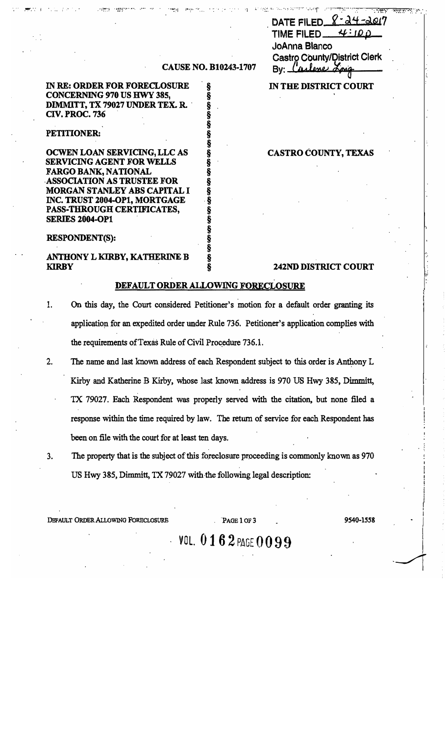DATE FILED 8-24-2017
TIME FILED 4:10 p
JoAnna Blanco
Castro County/District Clerk
By: Carlene Long

**CAUSE NO. B10243-1707**

| | | |
|---|---|---|
| **IN RE: ORDER FOR FORECLOSURE CONCERNING 970 US HWY 385, DIMMITT, TX 79027 UNDER TEX. R. CIV. PROC. 736** | § | **IN THE DISTRICT COURT** |
| **PETITIONER:** | § | |
| **OCWEN LOAN SERVICING, LLC AS SERVICING AGENT FOR WELLS FARGO BANK, NATIONAL ASSOCIATION AS TRUSTEE FOR MORGAN STANLEY ABS CAPITAL I INC. TRUST 2004-OP1, MORTGAGE PASS-THROUGH CERTIFICATES, SERIES 2004-OP1** | § | **CASTRO COUNTY, TEXAS** |
| **RESPONDENT(S):** | § | |
| **ANTHONY L KIRBY, KATHERINE B KIRBY** | § | **242ND DISTRICT COURT** |

## DEFAULT ORDER ALLOWING FORECLOSURE

1. On this day, the Court considered Petitioner's motion for a default order granting its application for an expedited order under Rule 736. Petitioner's application complies with the requirements of Texas Rule of Civil Procedure 736.1.

2. The name and last known address of each Respondent subject to this order is Anthony L Kirby and Katherine B Kirby, whose last known address is 970 US Hwy 385, Dimmitt, TX 79027. Each Respondent was properly served with the citation, but none filed a response within the time required by law. The return of service for each Respondent has been on file with the court for at least ten days.

3. The property that is the subject of this foreclosure proceeding is commonly known as 970 US Hwy 385, Dimmitt, TX 79027 with the following legal description:

DEFAULT ORDER ALLOWING FORECLOSURE 9540-1558

VOL. 0162 PAGE 0099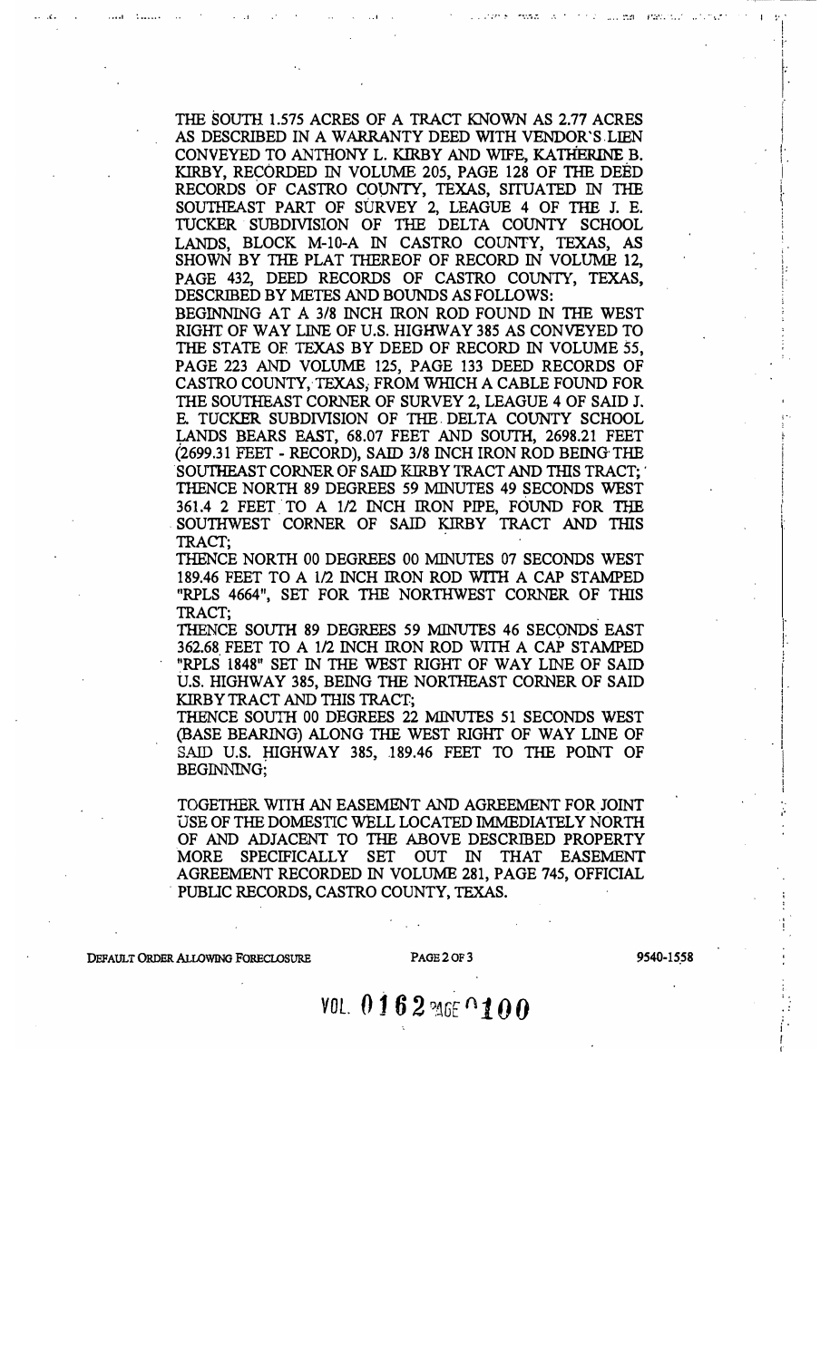THE SOUTH 1.575 ACRES OF A TRACT KNOWN AS 2.77 ACRES AS DESCRIBED IN A WARRANTY DEED WITH VENDOR'S LIEN CONVEYED TO ANTHONY L. KIRBY AND WIFE, KATHERINE B. KIRBY, RECORDED IN VOLUME 205, PAGE 128 OF THE DEED RECORDS OF CASTRO COUNTY, TEXAS, SITUATED IN THE SOUTHEAST PART OF SURVEY 2, LEAGUE 4 OF THE J. E. TUCKER SUBDIVISION OF THE DELTA COUNTY SCHOOL LANDS, BLOCK M-10-A IN CASTRO COUNTY, TEXAS, AS SHOWN BY THE PLAT THEREOF OF RECORD IN VOLUME 12, PAGE 432, DEED RECORDS OF CASTRO COUNTY, TEXAS, DESCRIBED BY METES AND BOUNDS AS FOLLOWS:

BEGINNING AT A 3/8 INCH IRON ROD FOUND IN THE WEST RIGHT OF WAY LINE OF U.S. HIGHWAY 385 AS CONVEYED TO THE STATE OF TEXAS BY DEED OF RECORD IN VOLUME 55, PAGE 223 AND VOLUME 125, PAGE 133 DEED RECORDS OF CASTRO COUNTY, TEXAS, FROM WHICH A CABLE FOUND FOR THE SOUTHEAST CORNER OF SURVEY 2, LEAGUE 4 OF SAID J. E. TUCKER SUBDIVISION OF THE DELTA COUNTY SCHOOL LANDS BEARS EAST, 68.07 FEET AND SOUTH, 2698.21 FEET (2699.31 FEET - RECORD), SAID 3/8 INCH IRON ROD BEING THE SOUTHEAST CORNER OF SAID KIRBY TRACT AND THIS TRACT;

THENCE NORTH 89 DEGREES 59 MINUTES 49 SECONDS WEST 361.4 2 FEET TO A 1/2 INCH IRON PIPE, FOUND FOR THE SOUTHWEST CORNER OF SAID KIRBY TRACT AND THIS TRACT;

THENCE NORTH 00 DEGREES 00 MINUTES 07 SECONDS WEST 189.46 FEET TO A 1/2 INCH IRON ROD WITH A CAP STAMPED "RPLS 4664", SET FOR THE NORTHWEST CORNER OF THIS TRACT;

THENCE SOUTH 89 DEGREES 59 MINUTES 46 SECONDS EAST 362.68 FEET TO A 1/2 INCH IRON ROD WITH A CAP STAMPED "RPLS 1848" SET IN THE WEST RIGHT OF WAY LINE OF SAID U.S. HIGHWAY 385, BEING THE NORTHEAST CORNER OF SAID KIRBY TRACT AND THIS TRACT;

THENCE SOUTH 00 DEGREES 22 MINUTES 51 SECONDS WEST (BASE BEARING) ALONG THE WEST RIGHT OF WAY LINE OF SAID U.S. HIGHWAY 385, 189.46 FEET TO THE POINT OF BEGINNING;

TOGETHER WITH AN EASEMENT AND AGREEMENT FOR JOINT USE OF THE DOMESTIC WELL LOCATED IMMEDIATELY NORTH OF AND ADJACENT TO THE ABOVE DESCRIBED PROPERTY MORE SPECIFICALLY SET OUT IN THAT EASEMENT AGREEMENT RECORDED IN VOLUME 281, PAGE 745, OFFICIAL PUBLIC RECORDS, CASTRO COUNTY, TEXAS.

DEFAULT ORDER ALLOWING FORECLOSURE 9540-1558

VOL. 0162 PAGE 0100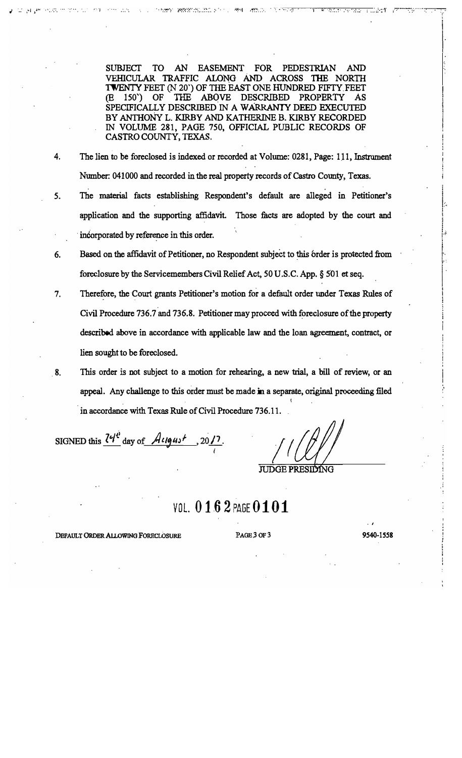SUBJECT TO AN EASEMENT FOR PEDESTRIAN AND VEHICULAR TRAFFIC ALONG AND ACROSS THE NORTH TWENTY FEET (N 20') OF THE EAST ONE HUNDRED FIFTY FEET (E 150') OF THE ABOVE DESCRIBED PROPERTY AS SPECIFICALLY DESCRIBED IN A WARRANTY DEED EXECUTED BY ANTHONY L. KIRBY AND KATHERINE B. KIRBY RECORDED IN VOLUME 281, PAGE 750, OFFICIAL PUBLIC RECORDS OF CASTRO COUNTY, TEXAS.

4. The lien to be foreclosed is indexed or recorded at Volume: 0281, Page: 111, Instrument Number: 041000 and recorded in the real property records of Castro County, Texas.

5. The material facts establishing Respondent's default are alleged in Petitioner's application and the supporting affidavit. Those facts are adopted by the court and incorporated by reference in this order.

6. Based on the affidavit of Petitioner, no Respondent subject to this order is protected from foreclosure by the Servicemembers Civil Relief Act, 50 U.S.C. App. § 501 et seq.

7. Therefore, the Court grants Petitioner's motion for a default order under Texas Rules of Civil Procedure 736.7 and 736.8. Petitioner may proceed with foreclosure of the property described above in accordance with applicable law and the loan agreement, contract, or lien sought to be foreclosed.

8. This order is not subject to a motion for rehearing, a new trial, a bill of review, or an appeal. Any challenge to this order must be made in a separate, original proceeding filed in accordance with Texas Rule of Civil Procedure 736.11.

SIGNED this 24th day of August, 2017.

JUDGE PRESIDING

VOL. 0162 PAGE 0101

DEFAULT ORDER ALLOWING FORECLOSURE

9540-1558